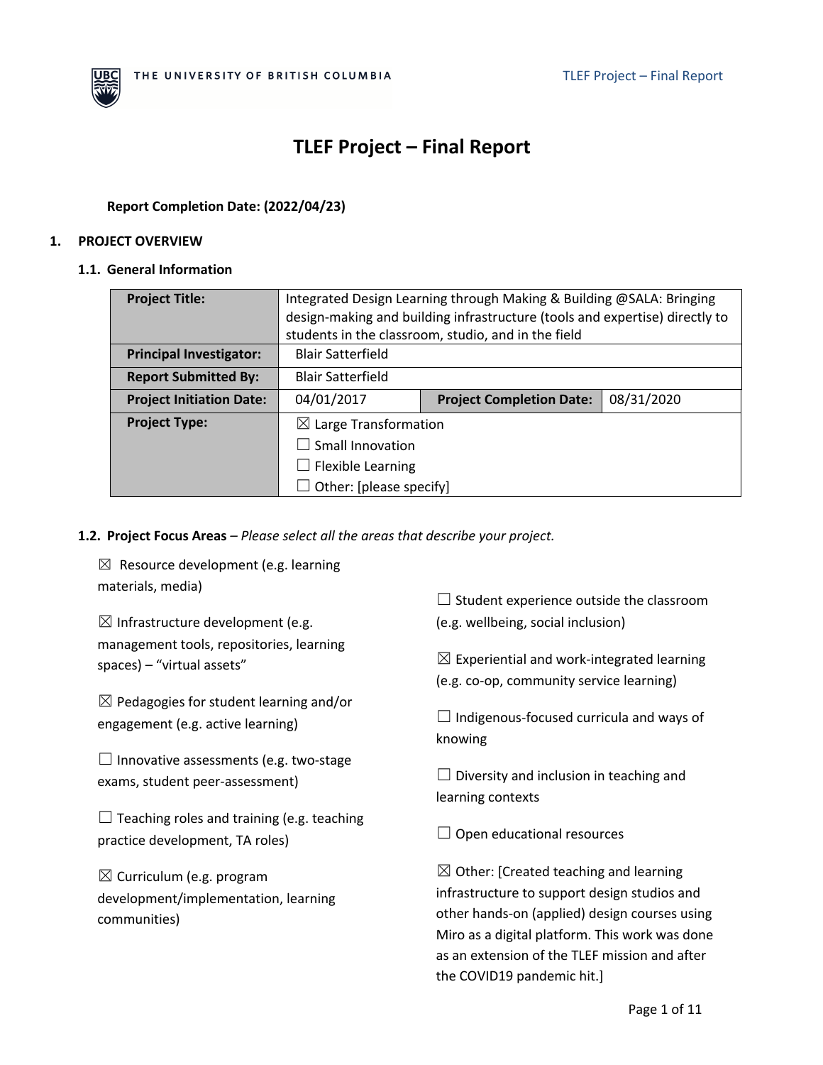# TLEF Project – Final Report

**Report Completion Date: (2022/04/23)**

## 1. PROJECT OVERVIEW

### 1.1. General Information

| **Project Title:** | Integrated Design Learning through Making & Building @SALA: Bringing design-making and building infrastructure (tools and expertise) directly to students in the classroom, studio, and in the field | | |
|---|---|---|---|
| **Principal Investigator:** | Blair Satterfield | | |
| **Report Submitted By:** | Blair Satterfield | | |
| **Project Initiation Date:** | 04/01/2017 | **Project Completion Date:** | 08/31/2020 |
| **Project Type:** | ☒ Large Transformation<br>☐ Small Innovation<br>☐ Flexible Learning<br>☐ Other: [please specify] | | |

### 1.2. Project Focus Areas – *Please select all the areas that describe your project.*

☒ Resource development (e.g. learning materials, media)

☒ Infrastructure development (e.g. management tools, repositories, learning spaces) – "virtual assets"

☒ Pedagogies for student learning and/or engagement (e.g. active learning)

☐ Innovative assessments (e.g. two-stage exams, student peer-assessment)

☐ Teaching roles and training (e.g. teaching practice development, TA roles)

☒ Curriculum (e.g. program development/implementation, learning communities)

☐ Student experience outside the classroom (e.g. wellbeing, social inclusion)

☒ Experiential and work-integrated learning (e.g. co-op, community service learning)

☐ Indigenous-focused curricula and ways of knowing

☐ Diversity and inclusion in teaching and learning contexts

☐ Open educational resources

☒ Other: [Created teaching and learning infrastructure to support design studios and other hands-on (applied) design courses using Miro as a digital platform. This work was done as an extension of the TLEF mission and after the COVID19 pandemic hit.]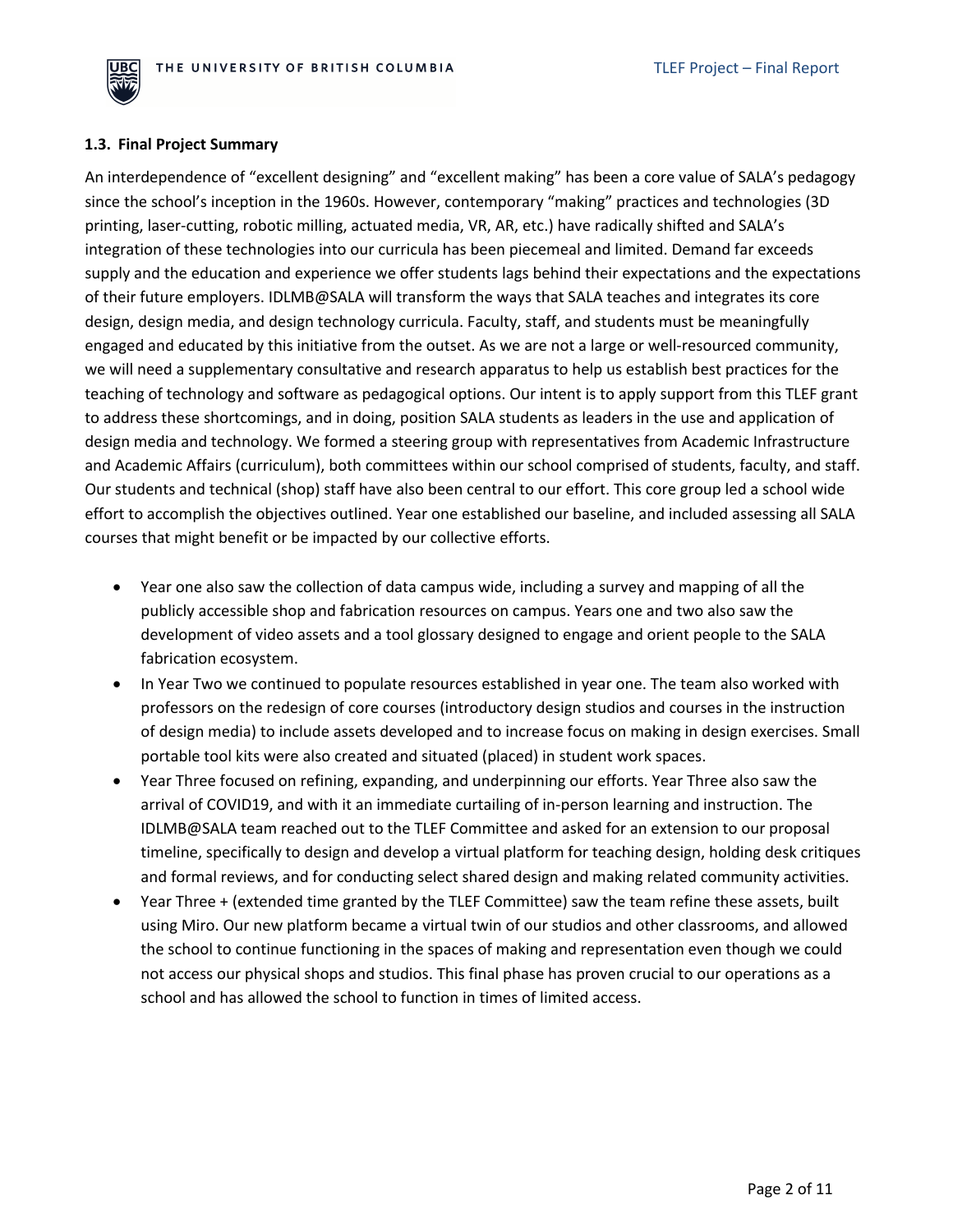### 1.3. Final Project Summary

An interdependence of "excellent designing" and "excellent making" has been a core value of SALA's pedagogy since the school's inception in the 1960s. However, contemporary "making" practices and technologies (3D printing, laser-cutting, robotic milling, actuated media, VR, AR, etc.) have radically shifted and SALA's integration of these technologies into our curricula has been piecemeal and limited. Demand far exceeds supply and the education and experience we offer students lags behind their expectations and the expectations of their future employers. IDLMB@SALA will transform the ways that SALA teaches and integrates its core design, design media, and design technology curricula. Faculty, staff, and students must be meaningfully engaged and educated by this initiative from the outset. As we are not a large or well-resourced community, we will need a supplementary consultative and research apparatus to help us establish best practices for the teaching of technology and software as pedagogical options. Our intent is to apply support from this TLEF grant to address these shortcomings, and in doing, position SALA students as leaders in the use and application of design media and technology. We formed a steering group with representatives from Academic Infrastructure and Academic Affairs (curriculum), both committees within our school comprised of students, faculty, and staff. Our students and technical (shop) staff have also been central to our effort. This core group led a school wide effort to accomplish the objectives outlined. Year one established our baseline, and included assessing all SALA courses that might benefit or be impacted by our collective efforts.

- Year one also saw the collection of data campus wide, including a survey and mapping of all the publicly accessible shop and fabrication resources on campus. Years one and two also saw the development of video assets and a tool glossary designed to engage and orient people to the SALA fabrication ecosystem.
- In Year Two we continued to populate resources established in year one. The team also worked with professors on the redesign of core courses (introductory design studios and courses in the instruction of design media) to include assets developed and to increase focus on making in design exercises. Small portable tool kits were also created and situated (placed) in student work spaces.
- Year Three focused on refining, expanding, and underpinning our efforts. Year Three also saw the arrival of COVID19, and with it an immediate curtailing of in-person learning and instruction. The IDLMB@SALA team reached out to the TLEF Committee and asked for an extension to our proposal timeline, specifically to design and develop a virtual platform for teaching design, holding desk critiques and formal reviews, and for conducting select shared design and making related community activities.
- Year Three + (extended time granted by the TLEF Committee) saw the team refine these assets, built using Miro. Our new platform became a virtual twin of our studios and other classrooms, and allowed the school to continue functioning in the spaces of making and representation even though we could not access our physical shops and studios. This final phase has proven crucial to our operations as a school and has allowed the school to function in times of limited access.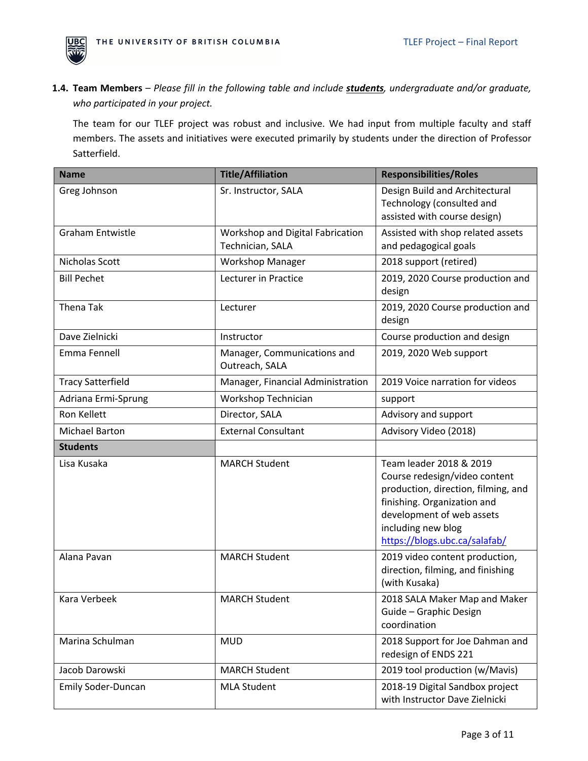**1.4. Team Members** – *Please fill in the following table and include **students**, undergraduate and/or graduate, who participated in your project.*

The team for our TLEF project was robust and inclusive. We had input from multiple faculty and staff members. The assets and initiatives were executed primarily by students under the direction of Professor Satterfield.

| Name | Title/Affiliation | Responsibilities/Roles |
|---|---|---|
| Greg Johnson | Sr. Instructor, SALA | Design Build and Architectural Technology (consulted and assisted with course design) |
| Graham Entwistle | Workshop and Digital Fabrication Technician, SALA | Assisted with shop related assets and pedagogical goals |
| Nicholas Scott | Workshop Manager | 2018 support (retired) |
| Bill Pechet | Lecturer in Practice | 2019, 2020 Course production and design |
| Thena Tak | Lecturer | 2019, 2020 Course production and design |
| Dave Zielnicki | Instructor | Course production and design |
| Emma Fennell | Manager, Communications and Outreach, SALA | 2019, 2020 Web support |
| Tracy Satterfield | Manager, Financial Administration | 2019 Voice narration for videos |
| Adriana Ermi-Sprung | Workshop Technician | support |
| Ron Kellett | Director, SALA | Advisory and support |
| Michael Barton | External Consultant | Advisory Video (2018) |
| **Students** | | |
| Lisa Kusaka | MARCH Student | Team leader 2018 & 2019 Course redesign/video content production, direction, filming, and finishing. Organization and development of web assets including new blog https://blogs.ubc.ca/salafab/ |
| Alana Pavan | MARCH Student | 2019 video content production, direction, filming, and finishing (with Kusaka) |
| Kara Verbeek | MARCH Student | 2018 SALA Maker Map and Maker Guide – Graphic Design coordination |
| Marina Schulman | MUD | 2018 Support for Joe Dahman and redesign of ENDS 221 |
| Jacob Darowski | MARCH Student | 2019 tool production (w/Mavis) |
| Emily Soder-Duncan | MLA Student | 2018-19 Digital Sandbox project with Instructor Dave Zielnicki |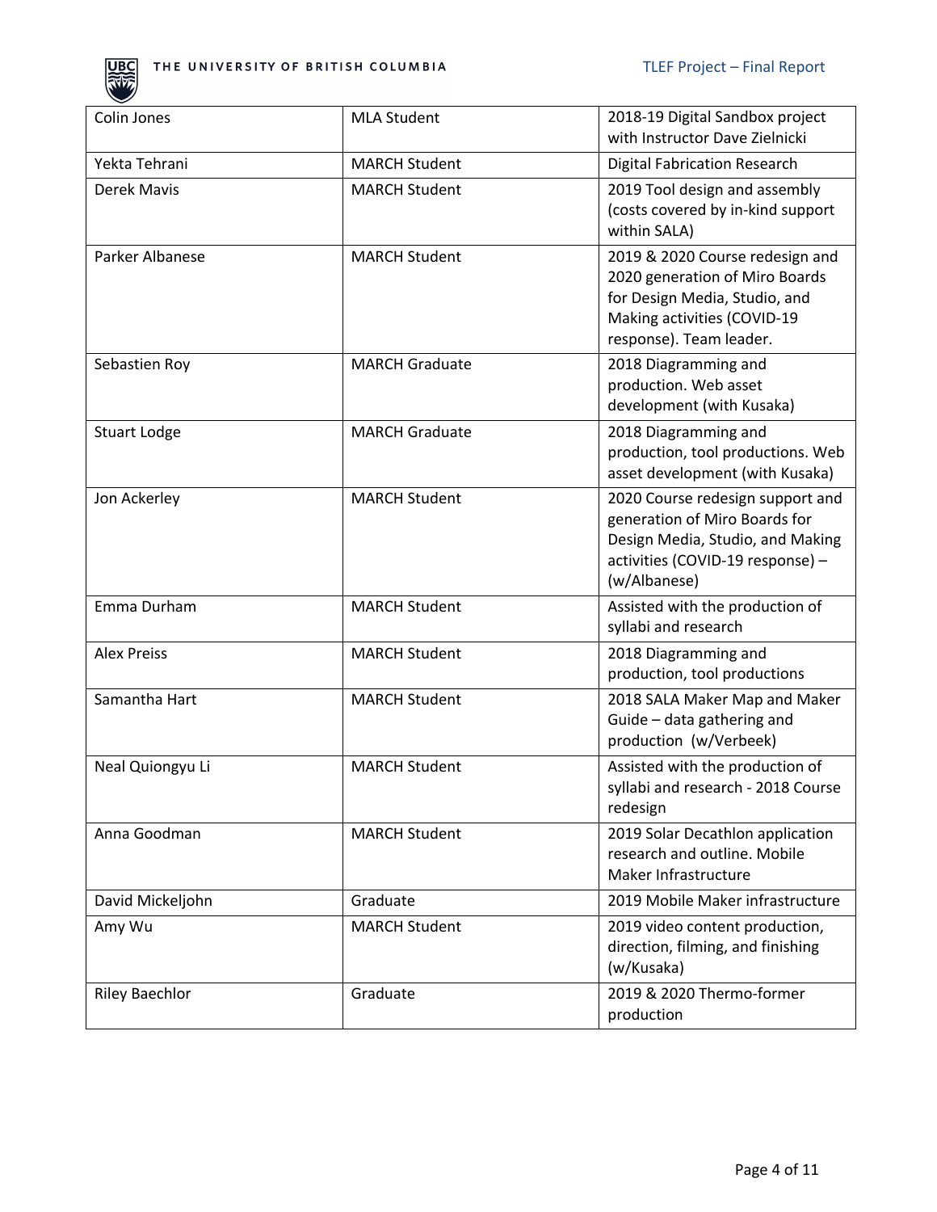| | | |
|---|---|---|
| Colin Jones | MLA Student | 2018-19 Digital Sandbox project with Instructor Dave Zielnicki |
| Yekta Tehrani | MARCH Student | Digital Fabrication Research |
| Derek Mavis | MARCH Student | 2019 Tool design and assembly (costs covered by in-kind support within SALA) |
| Parker Albanese | MARCH Student | 2019 & 2020 Course redesign and 2020 generation of Miro Boards for Design Media, Studio, and Making activities (COVID-19 response). Team leader. |
| Sebastien Roy | MARCH Graduate | 2018 Diagramming and production. Web asset development (with Kusaka) |
| Stuart Lodge | MARCH Graduate | 2018 Diagramming and production, tool productions. Web asset development (with Kusaka) |
| Jon Ackerley | MARCH Student | 2020 Course redesign support and generation of Miro Boards for Design Media, Studio, and Making activities (COVID-19 response) – (w/Albanese) |
| Emma Durham | MARCH Student | Assisted with the production of syllabi and research |
| Alex Preiss | MARCH Student | 2018 Diagramming and production, tool productions |
| Samantha Hart | MARCH Student | 2018 SALA Maker Map and Maker Guide – data gathering and production (w/Verbeek) |
| Neal Quiongyu Li | MARCH Student | Assisted with the production of syllabi and research - 2018 Course redesign |
| Anna Goodman | MARCH Student | 2019 Solar Decathlon application research and outline. Mobile Maker Infrastructure |
| David Mickeljohn | Graduate | 2019 Mobile Maker infrastructure |
| Amy Wu | MARCH Student | 2019 video content production, direction, filming, and finishing (w/Kusaka) |
| Riley Baechlor | Graduate | 2019 & 2020 Thermo-former production |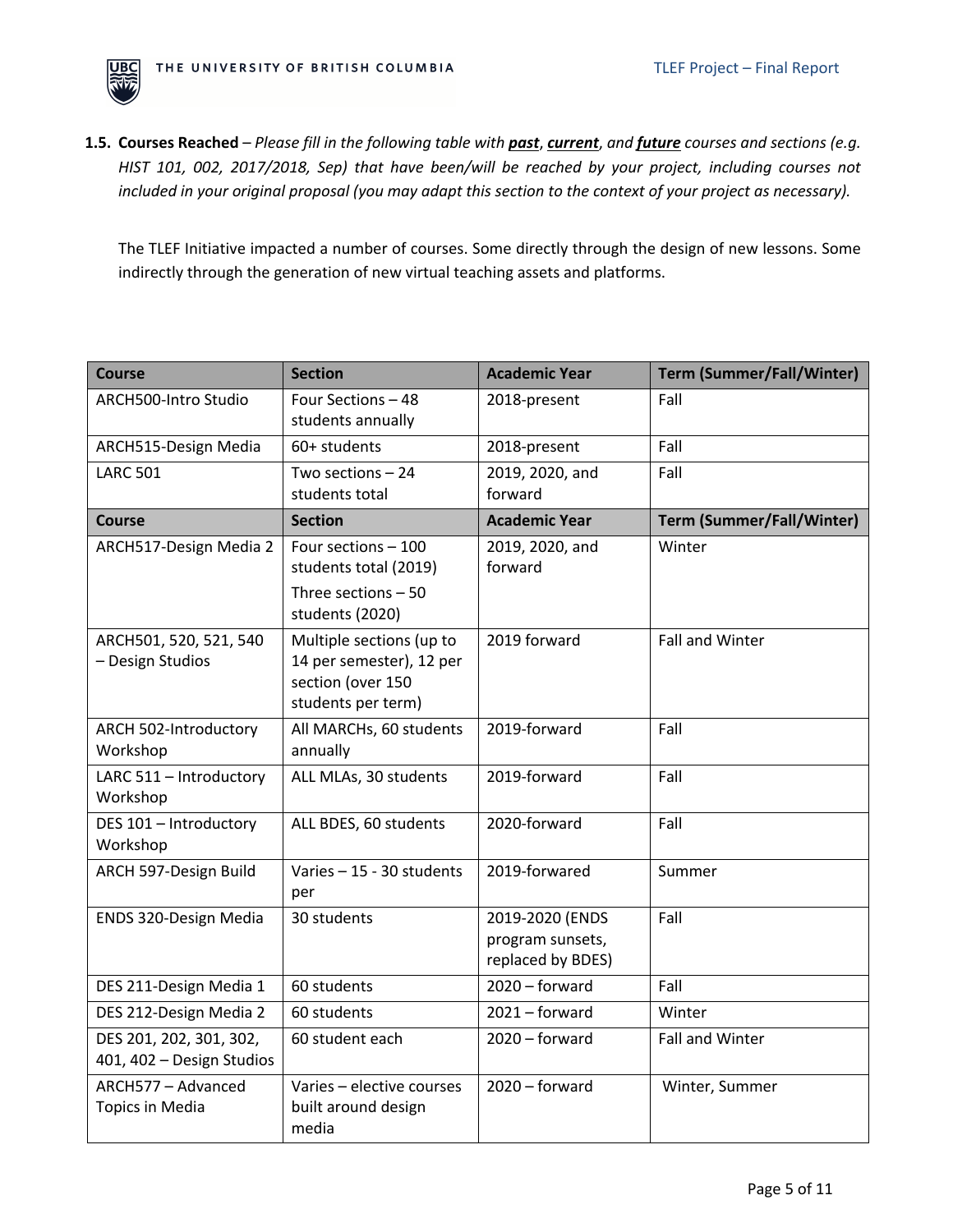**1.5. Courses Reached** – *Please fill in the following table with **past**, **current**, and **future** courses and sections (e.g. HIST 101, 002, 2017/2018, Sep) that have been/will be reached by your project, including courses not included in your original proposal (you may adapt this section to the context of your project as necessary).*

The TLEF Initiative impacted a number of courses. Some directly through the design of new lessons. Some indirectly through the generation of new virtual teaching assets and platforms.

| Course | Section | Academic Year | Term (Summer/Fall/Winter) |
|---|---|---|---|
| ARCH500-Intro Studio | Four Sections – 48 students annually | 2018-present | Fall |
| ARCH515-Design Media | 60+ students | 2018-present | Fall |
| LARC 501 | Two sections – 24 students total | 2019, 2020, and forward | Fall |
| **Course** | **Section** | **Academic Year** | **Term (Summer/Fall/Winter)** |
| ARCH517-Design Media 2 | Four sections – 100 students total (2019)<br>Three sections – 50 students (2020) | 2019, 2020, and forward | Winter |
| ARCH501, 520, 521, 540 – Design Studios | Multiple sections (up to 14 per semester), 12 per section (over 150 students per term) | 2019 forward | Fall and Winter |
| ARCH 502-Introductory Workshop | All MARCHs, 60 students annually | 2019-forward | Fall |
| LARC 511 – Introductory Workshop | ALL MLAs, 30 students | 2019-forward | Fall |
| DES 101 – Introductory Workshop | ALL BDES, 60 students | 2020-forward | Fall |
| ARCH 597-Design Build | Varies – 15 - 30 students per | 2019-forwared | Summer |
| ENDS 320-Design Media | 30 students | 2019-2020 (ENDS program sunsets, replaced by BDES) | Fall |
| DES 211-Design Media 1 | 60 students | 2020 – forward | Fall |
| DES 212-Design Media 2 | 60 students | 2021 – forward | Winter |
| DES 201, 202, 301, 302, 401, 402 – Design Studios | 60 student each | 2020 – forward | Fall and Winter |
| ARCH577 – Advanced Topics in Media | Varies – elective courses built around design media | 2020 – forward | Winter, Summer |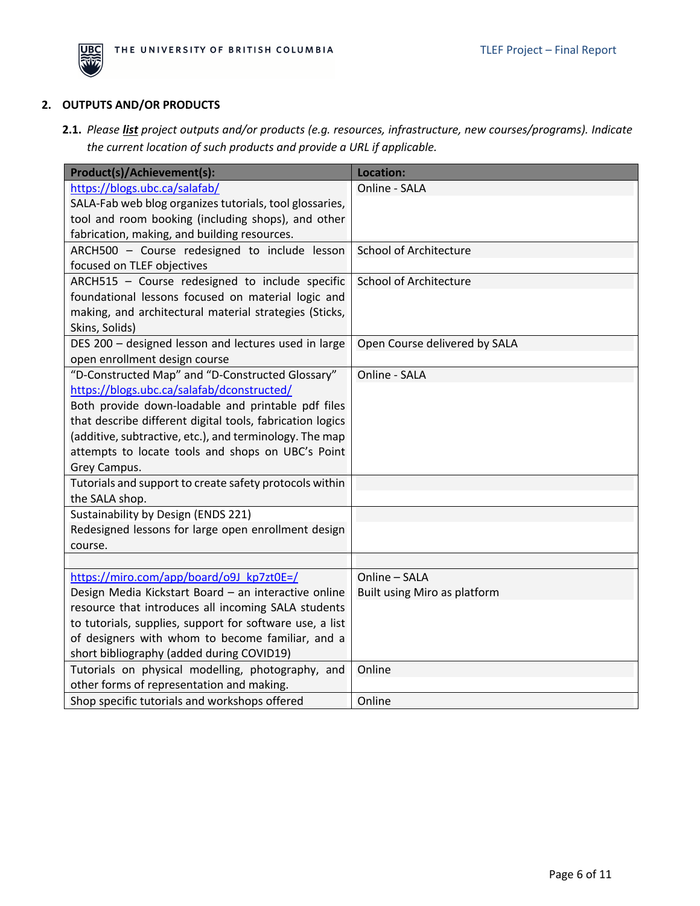## 2. OUTPUTS AND/OR PRODUCTS

**2.1.** *Please **list** project outputs and/or products (e.g. resources, infrastructure, new courses/programs). Indicate the current location of such products and provide a URL if applicable.*

| Product(s)/Achievement(s): | Location: |
|---|---|
| https://blogs.ubc.ca/salafab/ SALA-Fab web blog organizes tutorials, tool glossaries, tool and room booking (including shops), and other fabrication, making, and building resources. | Online - SALA |
| ARCH500 – Course redesigned to include lesson focused on TLEF objectives | School of Architecture |
| ARCH515 – Course redesigned to include specific foundational lessons focused on material logic and making, and architectural material strategies (Sticks, Skins, Solids) | School of Architecture |
| DES 200 – designed lesson and lectures used in large open enrollment design course | Open Course delivered by SALA |
| "D-Constructed Map" and "D-Constructed Glossary" https://blogs.ubc.ca/salafab/dconstructed/ Both provide down-loadable and printable pdf files that describe different digital tools, fabrication logics (additive, subtractive, etc.), and terminology. The map attempts to locate tools and shops on UBC's Point Grey Campus. | Online - SALA |
| Tutorials and support to create safety protocols within the SALA shop. | |
| Sustainability by Design (ENDS 221) Redesigned lessons for large open enrollment design course. | |
| | |
| https://miro.com/app/board/o9J_kp7zt0E=/ Design Media Kickstart Board – an interactive online resource that introduces all incoming SALA students to tutorials, supplies, support for software use, a list of designers with whom to become familiar, and a short bibliography (added during COVID19) | Online – SALA Built using Miro as platform |
| Tutorials on physical modelling, photography, and other forms of representation and making. | Online |
| Shop specific tutorials and workshops offered | Online |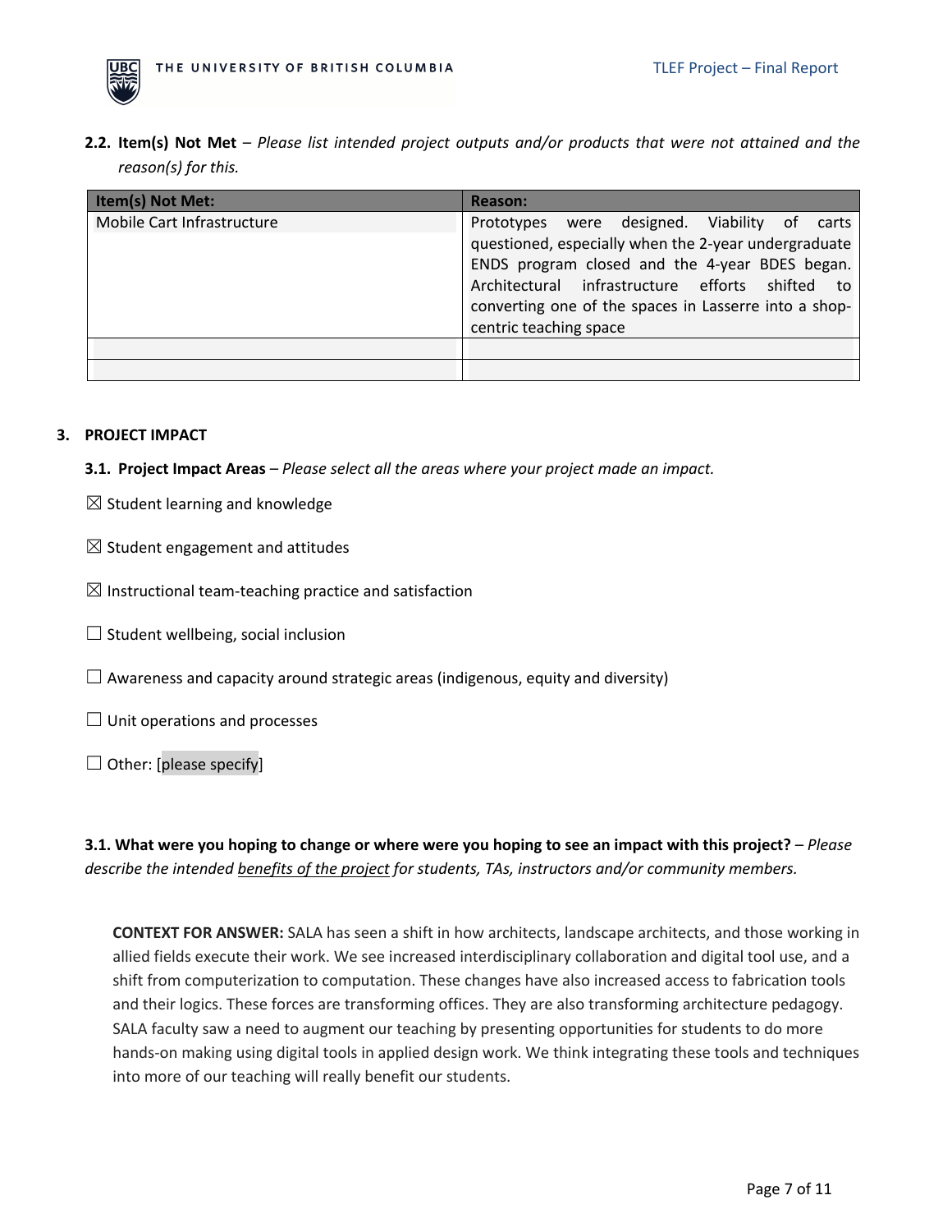**2.2. Item(s) Not Met** – *Please list intended project outputs and/or products that were not attained and the reason(s) for this.*

| Item(s) Not Met: | Reason: |
|---|---|
| Mobile Cart Infrastructure | Prototypes were designed. Viability of carts questioned, especially when the 2-year undergraduate ENDS program closed and the 4-year BDES began. Architectural infrastructure efforts shifted to converting one of the spaces in Lasserre into a shop-centric teaching space |
| | |
| | |

## 3. PROJECT IMPACT

**3.1. Project Impact Areas** – *Please select all the areas where your project made an impact.*

☒ Student learning and knowledge

☒ Student engagement and attitudes

☒ Instructional team-teaching practice and satisfaction

☐ Student wellbeing, social inclusion

☐ Awareness and capacity around strategic areas (indigenous, equity and diversity)

☐ Unit operations and processes

☐ Other: [please specify]

**3.1. What were you hoping to change or where were you hoping to see an impact with this project?** – *Please describe the intended* *<u>benefits of the project</u>* *for students, TAs, instructors and/or community members.*

**CONTEXT FOR ANSWER:** SALA has seen a shift in how architects, landscape architects, and those working in allied fields execute their work. We see increased interdisciplinary collaboration and digital tool use, and a shift from computerization to computation. These changes have also increased access to fabrication tools and their logics. These forces are transforming offices. They are also transforming architecture pedagogy. SALA faculty saw a need to augment our teaching by presenting opportunities for students to do more hands-on making using digital tools in applied design work. We think integrating these tools and techniques into more of our teaching will really benefit our students.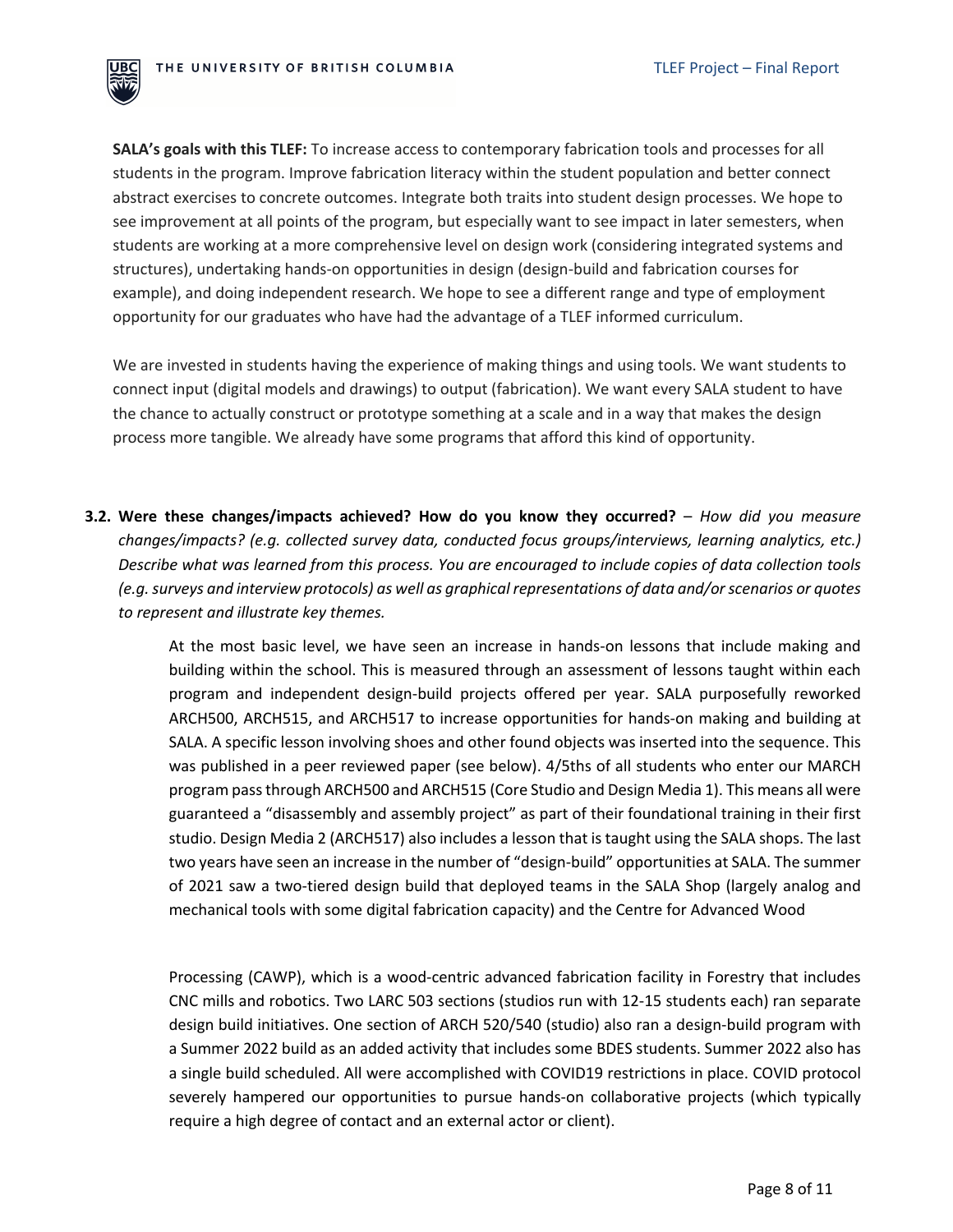**SALA's goals with this TLEF:** To increase access to contemporary fabrication tools and processes for all students in the program. Improve fabrication literacy within the student population and better connect abstract exercises to concrete outcomes. Integrate both traits into student design processes. We hope to see improvement at all points of the program, but especially want to see impact in later semesters, when students are working at a more comprehensive level on design work (considering integrated systems and structures), undertaking hands-on opportunities in design (design-build and fabrication courses for example), and doing independent research. We hope to see a different range and type of employment opportunity for our graduates who have had the advantage of a TLEF informed curriculum.

We are invested in students having the experience of making things and using tools. We want students to connect input (digital models and drawings) to output (fabrication). We want every SALA student to have the chance to actually construct or prototype something at a scale and in a way that makes the design process more tangible. We already have some programs that afford this kind of opportunity.

**3.2. Were these changes/impacts achieved? How do you know they occurred?** – *How did you measure changes/impacts? (e.g. collected survey data, conducted focus groups/interviews, learning analytics, etc.) Describe what was learned from this process. You are encouraged to include copies of data collection tools (e.g. surveys and interview protocols) as well as graphical representations of data and/or scenarios or quotes to represent and illustrate key themes.*

At the most basic level, we have seen an increase in hands-on lessons that include making and building within the school. This is measured through an assessment of lessons taught within each program and independent design-build projects offered per year. SALA purposefully reworked ARCH500, ARCH515, and ARCH517 to increase opportunities for hands-on making and building at SALA. A specific lesson involving shoes and other found objects was inserted into the sequence. This was published in a peer reviewed paper (see below). 4/5ths of all students who enter our MARCH program pass through ARCH500 and ARCH515 (Core Studio and Design Media 1). This means all were guaranteed a "disassembly and assembly project" as part of their foundational training in their first studio. Design Media 2 (ARCH517) also includes a lesson that is taught using the SALA shops. The last two years have seen an increase in the number of "design-build" opportunities at SALA. The summer of 2021 saw a two-tiered design build that deployed teams in the SALA Shop (largely analog and mechanical tools with some digital fabrication capacity) and the Centre for Advanced Wood

Processing (CAWP), which is a wood-centric advanced fabrication facility in Forestry that includes CNC mills and robotics. Two LARC 503 sections (studios run with 12-15 students each) ran separate design build initiatives. One section of ARCH 520/540 (studio) also ran a design-build program with a Summer 2022 build as an added activity that includes some BDES students. Summer 2022 also has a single build scheduled. All were accomplished with COVID19 restrictions in place. COVID protocol severely hampered our opportunities to pursue hands-on collaborative projects (which typically require a high degree of contact and an external actor or client).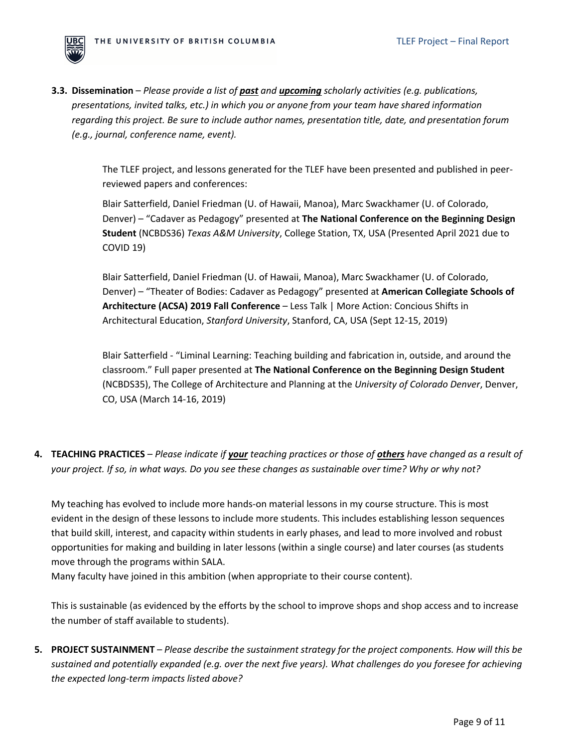**3.3. Dissemination** – *Please provide a list of **past** and **upcoming** scholarly activities (e.g. publications, presentations, invited talks, etc.) in which you or anyone from your team have shared information regarding this project. Be sure to include author names, presentation title, date, and presentation forum (e.g., journal, conference name, event).*

The TLEF project, and lessons generated for the TLEF have been presented and published in peer-reviewed papers and conferences:

Blair Satterfield, Daniel Friedman (U. of Hawaii, Manoa), Marc Swackhamer (U. of Colorado, Denver) – "Cadaver as Pedagogy" presented at **The National Conference on the Beginning Design Student** (NCBDS36) *Texas A&M University*, College Station, TX, USA (Presented April 2021 due to COVID 19)

Blair Satterfield, Daniel Friedman (U. of Hawaii, Manoa), Marc Swackhamer (U. of Colorado, Denver) – "Theater of Bodies: Cadaver as Pedagogy" presented at **American Collegiate Schools of Architecture (ACSA) 2019 Fall Conference** – Less Talk | More Action: Concious Shifts in Architectural Education, *Stanford University*, Stanford, CA, USA (Sept 12-15, 2019)

Blair Satterfield - "Liminal Learning: Teaching building and fabrication in, outside, and around the classroom." Full paper presented at **The National Conference on the Beginning Design Student** (NCBDS35), The College of Architecture and Planning at the *University of Colorado Denver*, Denver, CO, USA (March 14-16, 2019)

**4. TEACHING PRACTICES** – *Please indicate if **your** teaching practices or those of **others** have changed as a result of your project. If so, in what ways. Do you see these changes as sustainable over time? Why or why not?*

My teaching has evolved to include more hands-on material lessons in my course structure. This is most evident in the design of these lessons to include more students. This includes establishing lesson sequences that build skill, interest, and capacity within students in early phases, and lead to more involved and robust opportunities for making and building in later lessons (within a single course) and later courses (as students move through the programs within SALA.

Many faculty have joined in this ambition (when appropriate to their course content).

This is sustainable (as evidenced by the efforts by the school to improve shops and shop access and to increase the number of staff available to students).

**5. PROJECT SUSTAINMENT** – *Please describe the sustainment strategy for the project components. How will this be sustained and potentially expanded (e.g. over the next five years). What challenges do you foresee for achieving the expected long-term impacts listed above?*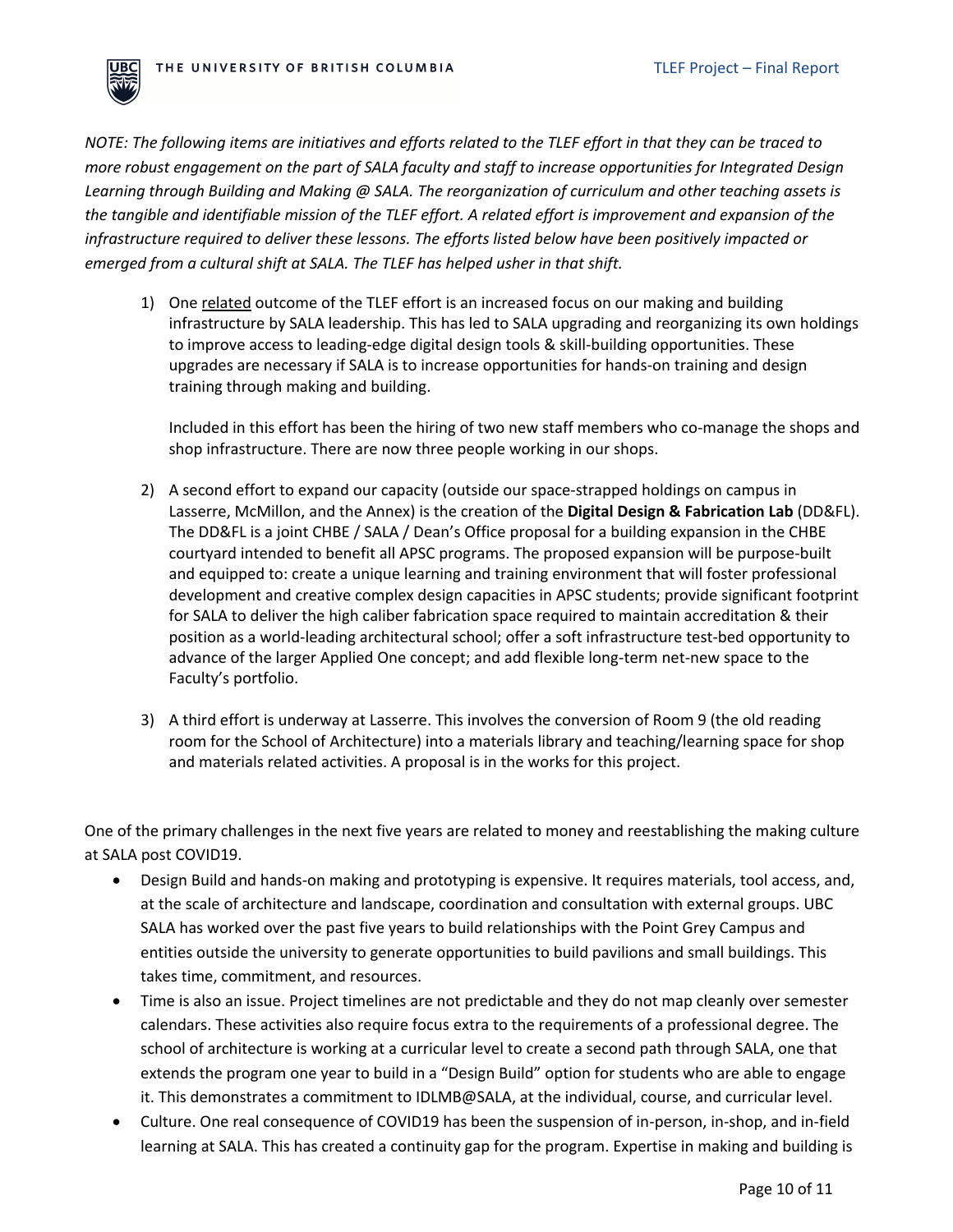*NOTE: The following items are initiatives and efforts related to the TLEF effort in that they can be traced to more robust engagement on the part of SALA faculty and staff to increase opportunities for Integrated Design Learning through Building and Making @ SALA. The reorganization of curriculum and other teaching assets is the tangible and identifiable mission of the TLEF effort. A related effort is improvement and expansion of the infrastructure required to deliver these lessons. The efforts listed below have been positively impacted or emerged from a cultural shift at SALA. The TLEF has helped usher in that shift.*

1) One <u>related</u> outcome of the TLEF effort is an increased focus on our making and building infrastructure by SALA leadership. This has led to SALA upgrading and reorganizing its own holdings to improve access to leading-edge digital design tools & skill-building opportunities. These upgrades are necessary if SALA is to increase opportunities for hands-on training and design training through making and building.

   Included in this effort has been the hiring of two new staff members who co-manage the shops and shop infrastructure. There are now three people working in our shops.

2) A second effort to expand our capacity (outside our space-strapped holdings on campus in Lasserre, McMillon, and the Annex) is the creation of the **Digital Design & Fabrication Lab** (DD&FL). The DD&FL is a joint CHBE / SALA / Dean's Office proposal for a building expansion in the CHBE courtyard intended to benefit all APSC programs. The proposed expansion will be purpose-built and equipped to: create a unique learning and training environment that will foster professional development and creative complex design capacities in APSC students; provide significant footprint for SALA to deliver the high caliber fabrication space required to maintain accreditation & their position as a world-leading architectural school; offer a soft infrastructure test-bed opportunity to advance of the larger Applied One concept; and add flexible long-term net-new space to the Faculty's portfolio.

3) A third effort is underway at Lasserre. This involves the conversion of Room 9 (the old reading room for the School of Architecture) into a materials library and teaching/learning space for shop and materials related activities. A proposal is in the works for this project.

One of the primary challenges in the next five years are related to money and reestablishing the making culture at SALA post COVID19.

- Design Build and hands-on making and prototyping is expensive. It requires materials, tool access, and, at the scale of architecture and landscape, coordination and consultation with external groups. UBC SALA has worked over the past five years to build relationships with the Point Grey Campus and entities outside the university to generate opportunities to build pavilions and small buildings. This takes time, commitment, and resources.
- Time is also an issue. Project timelines are not predictable and they do not map cleanly over semester calendars. These activities also require focus extra to the requirements of a professional degree. The school of architecture is working at a curricular level to create a second path through SALA, one that extends the program one year to build in a "Design Build" option for students who are able to engage it. This demonstrates a commitment to IDLMB@SALA, at the individual, course, and curricular level.
- Culture. One real consequence of COVID19 has been the suspension of in-person, in-shop, and in-field learning at SALA. This has created a continuity gap for the program. Expertise in making and building is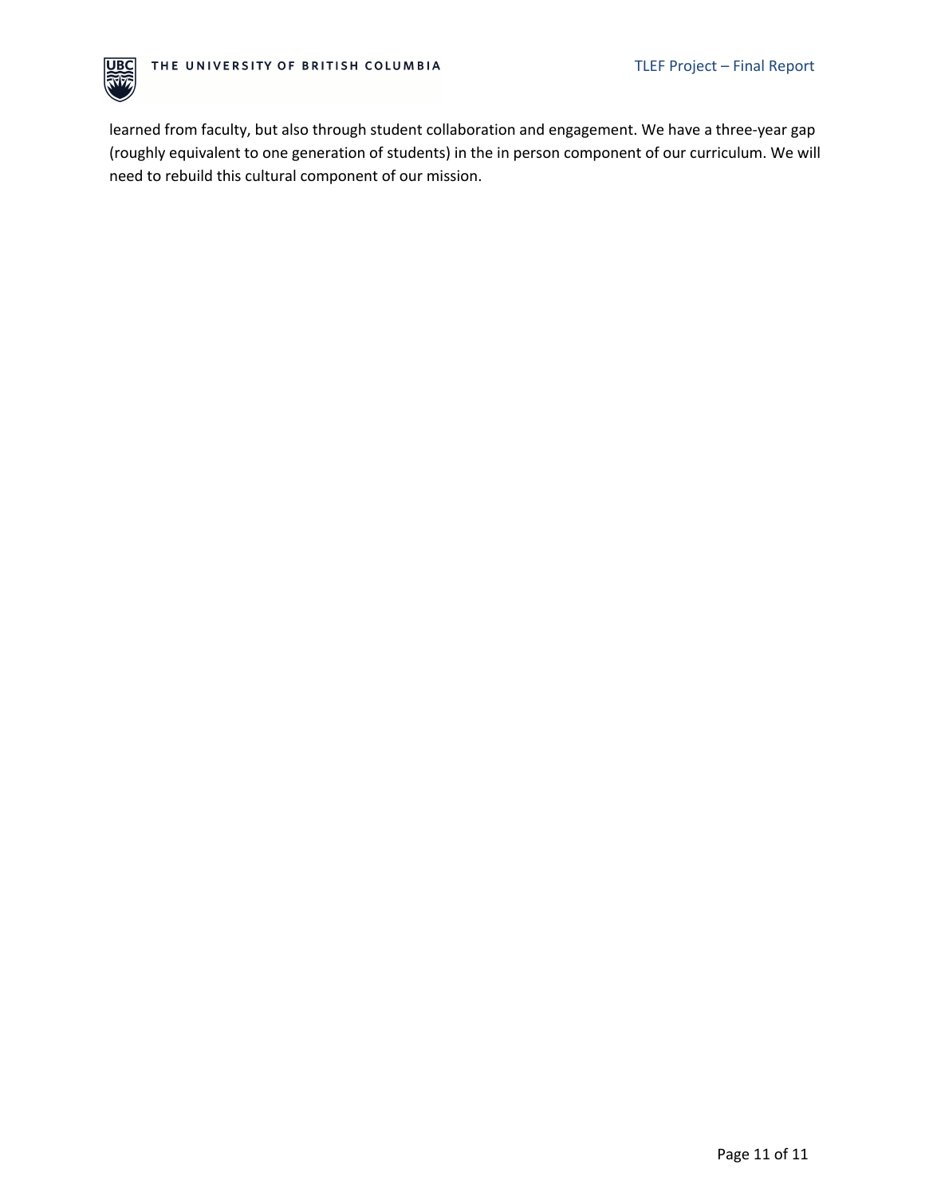learned from faculty, but also through student collaboration and engagement. We have a three-year gap (roughly equivalent to one generation of students) in the in person component of our curriculum. We will need to rebuild this cultural component of our mission.